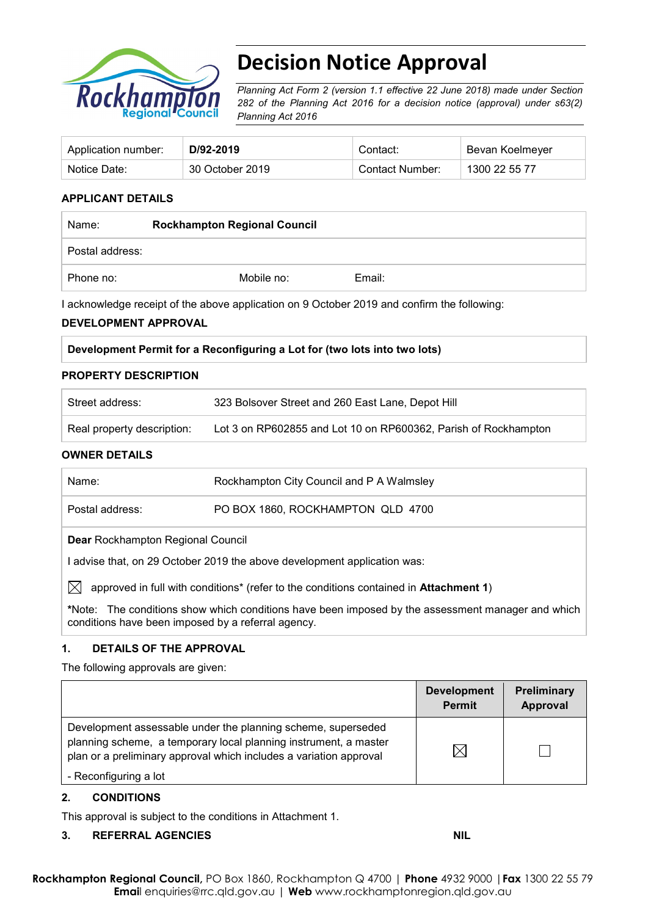# Decision Notice Approval

*Planning Act Form 2 (version 1.1 effective 22 June 2018) made under Section 282 of the Planning Act 2016 for a decision notice (approval) under s63(2) Planning Act 2016*

| Application number: | **D/92-2019** | Contact: | Bevan Koelmeyer |
|---|---|---|---|
| Notice Date: | 30 October 2019 | Contact Number: | 1300 22 55 77 |

**APPLICANT DETAILS**

| Name: | **Rockhampton Regional Council** | |
|---|---|---|
| Postal address: | | |
| Phone no: | Mobile no: | Email: |

I acknowledge receipt of the above application on 9 October 2019 and confirm the following:

**DEVELOPMENT APPROVAL**

| **Development Permit for a Reconfiguring a Lot for (two lots into two lots)** |
|---|

**PROPERTY DESCRIPTION**

| Street address: | 323 Bolsover Street and 260 East Lane, Depot Hill |
|---|---|
| Real property description: | Lot 3 on RP602855 and Lot 10 on RP600362, Parish of Rockhampton |

**OWNER DETAILS**

| Name: | Rockhampton City Council and P A Walmsley |
|---|---|
| Postal address: | PO BOX 1860, ROCKHAMPTON QLD 4700 |

**Dear** Rockhampton Regional Council

I advise that, on 29 October 2019 the above development application was:

☒ approved in full with conditions* (refer to the conditions contained in **Attachment 1**)

*Note: The conditions show which conditions have been imposed by the assessment manager and which conditions have been imposed by a referral agency.

**1. DETAILS OF THE APPROVAL**

The following approvals are given:

| | Development Permit | Preliminary Approval |
|---|---|---|
| Development assessable under the planning scheme, superseded planning scheme, a temporary local planning instrument, a master plan or a preliminary approval which includes a variation approval<br>- Reconfiguring a lot | ☒ | ☐ |

**2. CONDITIONS**

This approval is subject to the conditions in Attachment 1.

**3. REFERRAL AGENCIES** **NIL**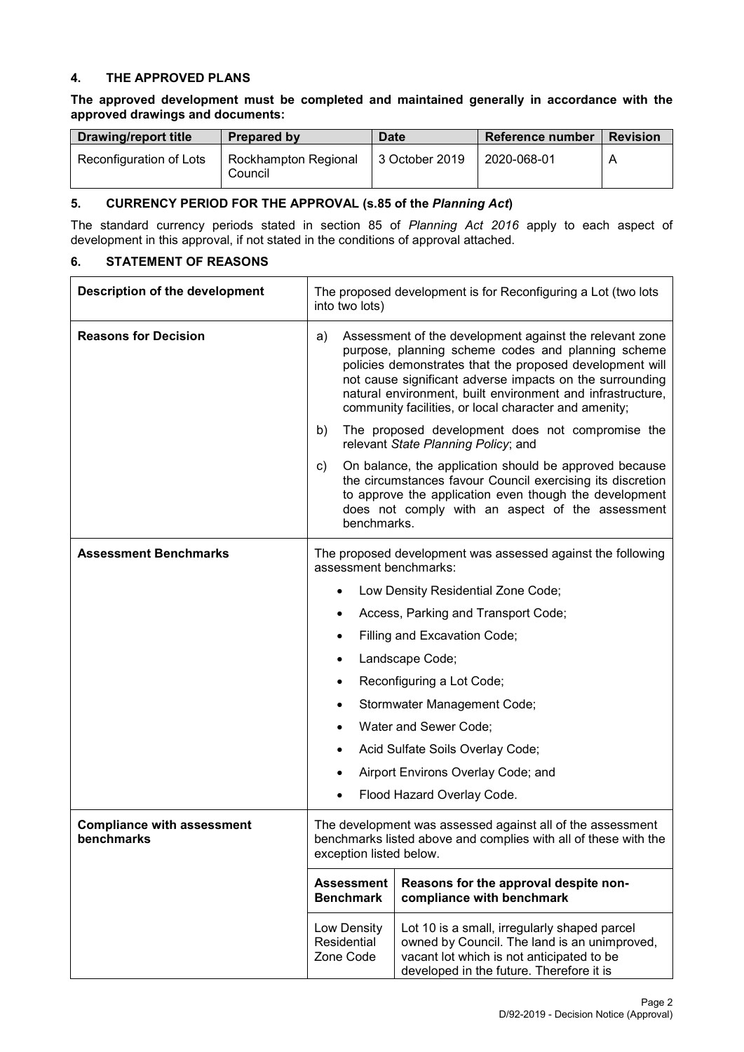## 4. THE APPROVED PLANS

**The approved development must be completed and maintained generally in accordance with the approved drawings and documents:**

| Drawing/report title | Prepared by | Date | Reference number | Revision |
|---|---|---|---|---|
| Reconfiguration of Lots | Rockhampton Regional Council | 3 October 2019 | 2020-068-01 | A |

## 5. CURRENCY PERIOD FOR THE APPROVAL (s.85 of the *Planning Act*)

The standard currency periods stated in section 85 of *Planning Act 2016* apply to each aspect of development in this approval, if not stated in the conditions of approval attached.

## 6. STATEMENT OF REASONS

| **Description of the development** | The proposed development is for Reconfiguring a Lot (two lots into two lots) | |
|---|---|---|
| **Reasons for Decision** | a) Assessment of the development against the relevant zone purpose, planning scheme codes and planning scheme policies demonstrates that the proposed development will not cause significant adverse impacts on the surrounding natural environment, built environment and infrastructure, community facilities, or local character and amenity;<br>b) The proposed development does not compromise the relevant *State Planning Policy*; and<br>c) On balance, the application should be approved because the circumstances favour Council exercising its discretion to approve the application even though the development does not comply with an aspect of the assessment benchmarks. | |
| **Assessment Benchmarks** | The proposed development was assessed against the following assessment benchmarks:<br>• Low Density Residential Zone Code;<br>• Access, Parking and Transport Code;<br>• Filling and Excavation Code;<br>• Landscape Code;<br>• Reconfiguring a Lot Code;<br>• Stormwater Management Code;<br>• Water and Sewer Code;<br>• Acid Sulfate Soils Overlay Code;<br>• Airport Environs Overlay Code; and<br>• Flood Hazard Overlay Code. | |
| **Compliance with assessment benchmarks** | The development was assessed against all of the assessment benchmarks listed above and complies with all of these with the exception listed below. | |
| | **Assessment Benchmark** | **Reasons for the approval despite non-compliance with benchmark** |
| | Low Density Residential Zone Code | Lot 10 is a small, irregularly shaped parcel owned by Council. The land is an unimproved, vacant lot which is not anticipated to be developed in the future. Therefore it is |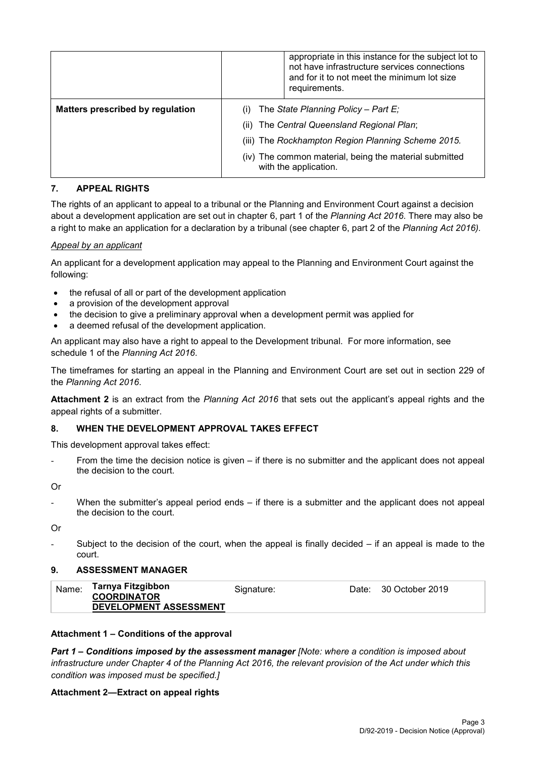| | | appropriate in this instance for the subject lot to not have infrastructure services connections and for it to not meet the minimum lot size requirements. |
|---|---|---|
| **Matters prescribed by regulation** | (i) The *State Planning Policy – Part E;*<br>(ii) The *Central Queensland Regional Plan*;<br>(iii) The *Rockhampton Region Planning Scheme 2015.*<br>(iv) The common material, being the material submitted with the application. | |

## 7. APPEAL RIGHTS

The rights of an applicant to appeal to a tribunal or the Planning and Environment Court against a decision about a development application are set out in chapter 6, part 1 of the *Planning Act 2016*. There may also be a right to make an application for a declaration by a tribunal (see chapter 6, part 2 of the *Planning Act 2016).*

*Appeal by an applicant*

An applicant for a development application may appeal to the Planning and Environment Court against the following:

- the refusal of all or part of the development application
- a provision of the development approval
- the decision to give a preliminary approval when a development permit was applied for
- a deemed refusal of the development application.

An applicant may also have a right to appeal to the Development tribunal. For more information, see schedule 1 of the *Planning Act 2016*.

The timeframes for starting an appeal in the Planning and Environment Court are set out in section 229 of the *Planning Act 2016*.

**Attachment 2** is an extract from the *Planning Act 2016* that sets out the applicant's appeal rights and the appeal rights of a submitter.

## 8. WHEN THE DEVELOPMENT APPROVAL TAKES EFFECT

This development approval takes effect:

- From the time the decision notice is given – if there is no submitter and the applicant does not appeal the decision to the court.

Or

- When the submitter's appeal period ends – if there is a submitter and the applicant does not appeal the decision to the court.

Or

- Subject to the decision of the court, when the appeal is finally decided – if an appeal is made to the court.

## 9. ASSESSMENT MANAGER

| Name: | **Tarnya Fitzgibbon**<br>**COORDINATOR**<br>**DEVELOPMENT ASSESSMENT** | Signature: | | Date: | 30 October 2019 |
|---|---|---|---|---|---|

**Attachment 1 – Conditions of the approval**

***Part 1 – Conditions imposed by the assessment manager*** *[Note: where a condition is imposed about infrastructure under Chapter 4 of the Planning Act 2016, the relevant provision of the Act under which this condition was imposed must be specified.]*

**Attachment 2—Extract on appeal rights**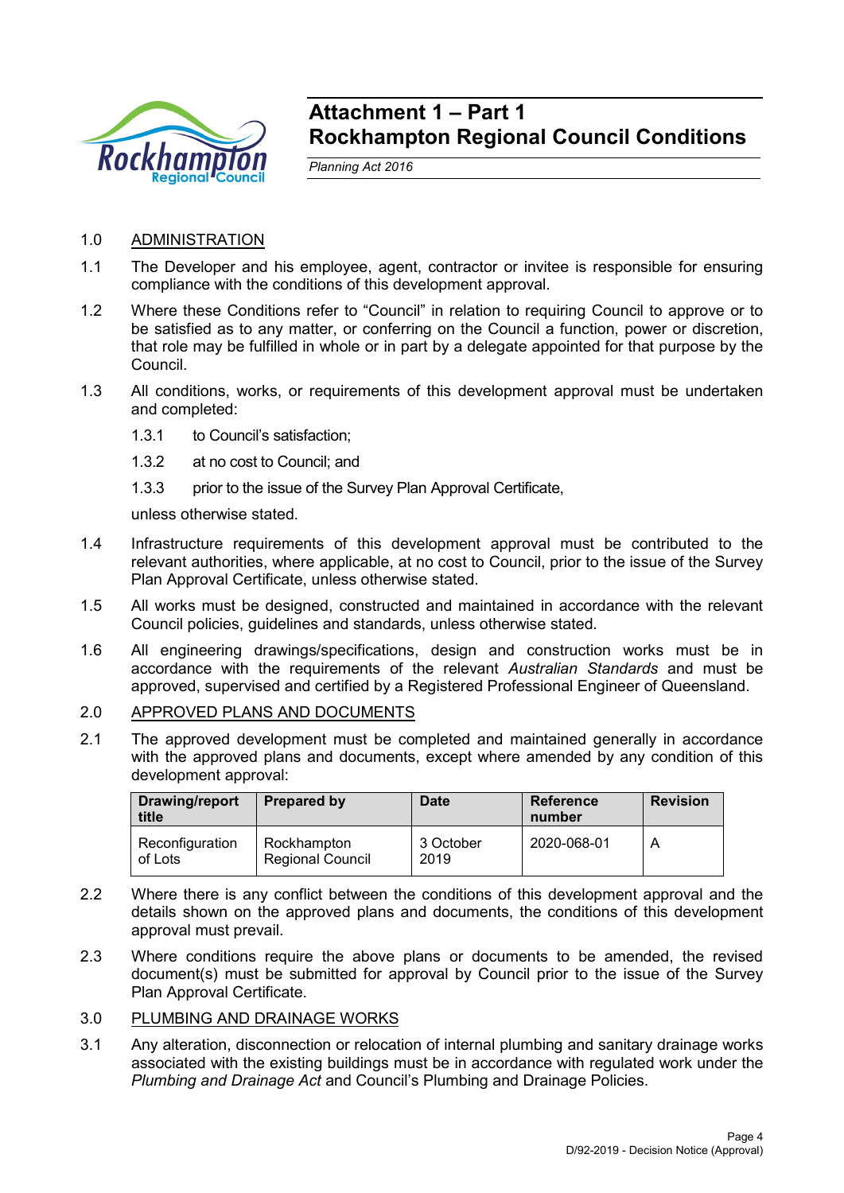# Attachment 1 – Part 1
# Rockhampton Regional Council Conditions

*Planning Act 2016*

1.0 ADMINISTRATION

1.1 The Developer and his employee, agent, contractor or invitee is responsible for ensuring compliance with the conditions of this development approval.

1.2 Where these Conditions refer to "Council" in relation to requiring Council to approve or to be satisfied as to any matter, or conferring on the Council a function, power or discretion, that role may be fulfilled in whole or in part by a delegate appointed for that purpose by the Council.

1.3 All conditions, works, or requirements of this development approval must be undertaken and completed:

1.3.1 to Council's satisfaction;

1.3.2 at no cost to Council; and

1.3.3 prior to the issue of the Survey Plan Approval Certificate,

unless otherwise stated.

1.4 Infrastructure requirements of this development approval must be contributed to the relevant authorities, where applicable, at no cost to Council, prior to the issue of the Survey Plan Approval Certificate, unless otherwise stated.

1.5 All works must be designed, constructed and maintained in accordance with the relevant Council policies, guidelines and standards, unless otherwise stated.

1.6 All engineering drawings/specifications, design and construction works must be in accordance with the requirements of the relevant *Australian Standards* and must be approved, supervised and certified by a Registered Professional Engineer of Queensland.

2.0 APPROVED PLANS AND DOCUMENTS

2.1 The approved development must be completed and maintained generally in accordance with the approved plans and documents, except where amended by any condition of this development approval:

| Drawing/report title | Prepared by | Date | Reference number | Revision |
|---|---|---|---|---|
| Reconfiguration of Lots | Rockhampton Regional Council | 3 October 2019 | 2020-068-01 | A |

2.2 Where there is any conflict between the conditions of this development approval and the details shown on the approved plans and documents, the conditions of this development approval must prevail.

2.3 Where conditions require the above plans or documents to be amended, the revised document(s) must be submitted for approval by Council prior to the issue of the Survey Plan Approval Certificate.

3.0 PLUMBING AND DRAINAGE WORKS

3.1 Any alteration, disconnection or relocation of internal plumbing and sanitary drainage works associated with the existing buildings must be in accordance with regulated work under the *Plumbing and Drainage Act* and Council's Plumbing and Drainage Policies.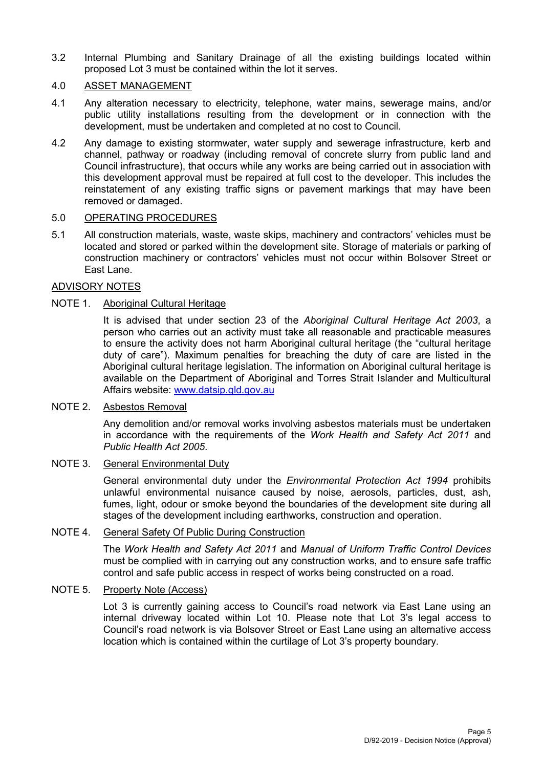3.2 Internal Plumbing and Sanitary Drainage of all the existing buildings located within proposed Lot 3 must be contained within the lot it serves.

4.0 <u>ASSET MANAGEMENT</u>

4.1 Any alteration necessary to electricity, telephone, water mains, sewerage mains, and/or public utility installations resulting from the development or in connection with the development, must be undertaken and completed at no cost to Council.

4.2 Any damage to existing stormwater, water supply and sewerage infrastructure, kerb and channel, pathway or roadway (including removal of concrete slurry from public land and Council infrastructure), that occurs while any works are being carried out in association with this development approval must be repaired at full cost to the developer. This includes the reinstatement of any existing traffic signs or pavement markings that may have been removed or damaged.

5.0 <u>OPERATING PROCEDURES</u>

5.1 All construction materials, waste, waste skips, machinery and contractors' vehicles must be located and stored or parked within the development site. Storage of materials or parking of construction machinery or contractors' vehicles must not occur within Bolsover Street or East Lane.

<u>ADVISORY NOTES</u>

NOTE 1. <u>Aboriginal Cultural Heritage</u>

It is advised that under section 23 of the *Aboriginal Cultural Heritage Act 2003*, a person who carries out an activity must take all reasonable and practicable measures to ensure the activity does not harm Aboriginal cultural heritage (the "cultural heritage duty of care"). Maximum penalties for breaching the duty of care are listed in the Aboriginal cultural heritage legislation. The information on Aboriginal cultural heritage is available on the Department of Aboriginal and Torres Strait Islander and Multicultural Affairs website: [www.datsip.qld.gov.au](http://www.datsip.qld.gov.au)

NOTE 2. <u>Asbestos Removal</u>

Any demolition and/or removal works involving asbestos materials must be undertaken in accordance with the requirements of the *Work Health and Safety Act 2011* and *Public Health Act 2005*.

NOTE 3. <u>General Environmental Duty</u>

General environmental duty under the *Environmental Protection Act 1994* prohibits unlawful environmental nuisance caused by noise, aerosols, particles, dust, ash, fumes, light, odour or smoke beyond the boundaries of the development site during all stages of the development including earthworks, construction and operation.

NOTE 4. <u>General Safety Of Public During Construction</u>

The *Work Health and Safety Act 2011* and *Manual of Uniform Traffic Control Devices* must be complied with in carrying out any construction works, and to ensure safe traffic control and safe public access in respect of works being constructed on a road.

NOTE 5. <u>Property Note (Access)</u>

Lot 3 is currently gaining access to Council's road network via East Lane using an internal driveway located within Lot 10. Please note that Lot 3's legal access to Council's road network is via Bolsover Street or East Lane using an alternative access location which is contained within the curtilage of Lot 3's property boundary.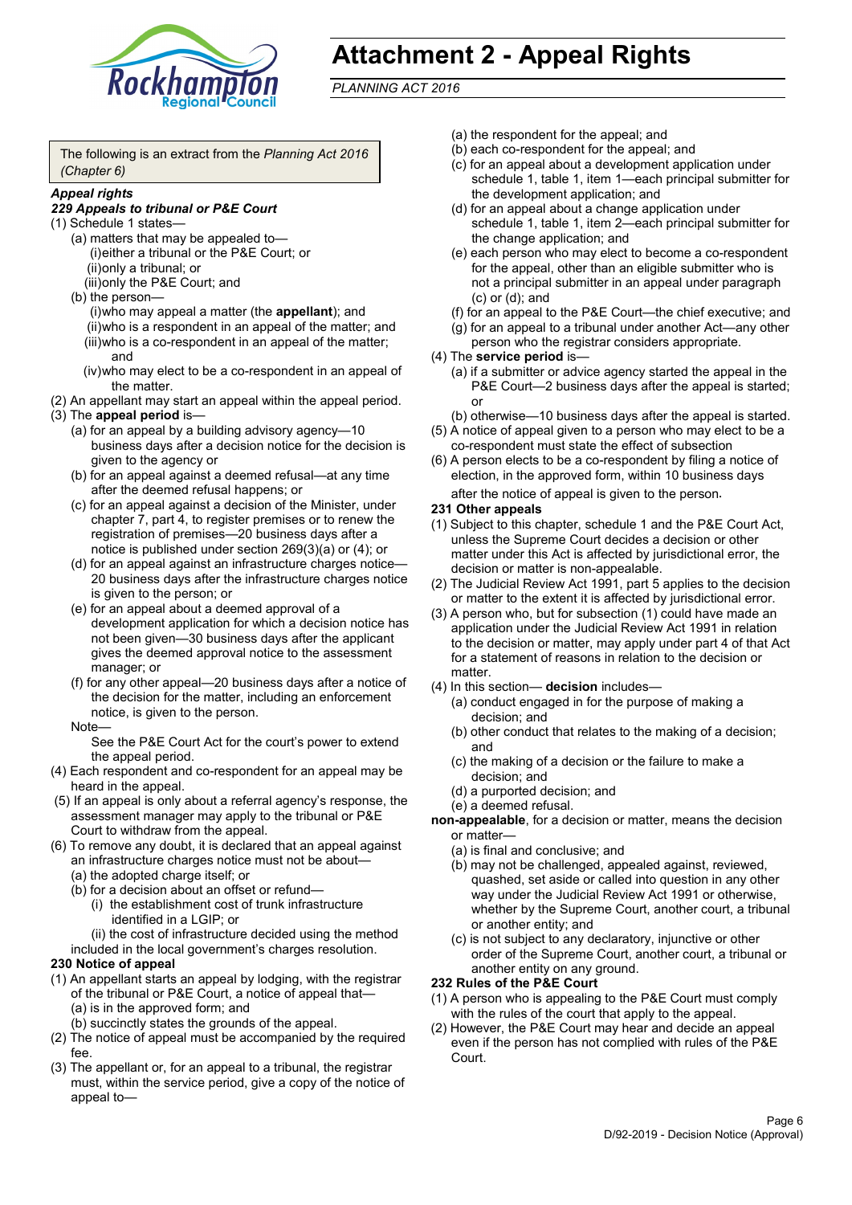# Attachment 2 - Appeal Rights

*PLANNING ACT 2016*

The following is an extract from the *Planning Act 2016 (Chapter 6)*

***Appeal rights***

***229 Appeals to tribunal or P&E Court***

(1) Schedule 1 states—

(a) matters that may be appealed to—

(i) either a tribunal or the P&E Court; or

(ii) only a tribunal; or

(iii) only the P&E Court; and

(b) the person—

(i) who may appeal a matter (the **appellant**); and

(ii) who is a respondent in an appeal of the matter; and

(iii) who is a co-respondent in an appeal of the matter; and

(iv) who may elect to be a co-respondent in an appeal of the matter.

(2) An appellant may start an appeal within the appeal period.

(3) The **appeal period** is—

(a) for an appeal by a building advisory agency—10 business days after a decision notice for the decision is given to the agency or

(b) for an appeal against a deemed refusal—at any time after the deemed refusal happens; or

(c) for an appeal against a decision of the Minister, under chapter 7, part 4, to register premises or to renew the registration of premises—20 business days after a notice is published under section 269(3)(a) or (4); or

(d) for an appeal against an infrastructure charges notice—20 business days after the infrastructure charges notice is given to the person; or

(e) for an appeal about a deemed approval of a development application for which a decision notice has not been given—30 business days after the applicant gives the deemed approval notice to the assessment manager; or

(f) for any other appeal—20 business days after a notice of the decision for the matter, including an enforcement notice, is given to the person.

Note—

See the P&E Court Act for the court's power to extend the appeal period.

(4) Each respondent and co-respondent for an appeal may be heard in the appeal.

(5) If an appeal is only about a referral agency's response, the assessment manager may apply to the tribunal or P&E Court to withdraw from the appeal.

(6) To remove any doubt, it is declared that an appeal against an infrastructure charges notice must not be about—

(a) the adopted charge itself; or

(b) for a decision about an offset or refund—

(i) the establishment cost of trunk infrastructure identified in a LGIP; or

(ii) the cost of infrastructure decided using the method included in the local government's charges resolution.

**230 Notice of appeal**

(1) An appellant starts an appeal by lodging, with the registrar of the tribunal or P&E Court, a notice of appeal that—

(a) is in the approved form; and

(b) succinctly states the grounds of the appeal.

(2) The notice of appeal must be accompanied by the required fee.

(3) The appellant or, for an appeal to a tribunal, the registrar must, within the service period, give a copy of the notice of appeal to—

(a) the respondent for the appeal; and

(b) each co-respondent for the appeal; and

(c) for an appeal about a development application under schedule 1, table 1, item 1—each principal submitter for the development application; and

(d) for an appeal about a change application under schedule 1, table 1, item 2—each principal submitter for the change application; and

(e) each person who may elect to become a co-respondent for the appeal, other than an eligible submitter who is not a principal submitter in an appeal under paragraph (c) or (d); and

(f) for an appeal to the P&E Court—the chief executive; and

(g) for an appeal to a tribunal under another Act—any other person who the registrar considers appropriate.

(4) The **service period** is—

(a) if a submitter or advice agency started the appeal in the P&E Court—2 business days after the appeal is started; or

(b) otherwise—10 business days after the appeal is started.

(5) A notice of appeal given to a person who may elect to be a co-respondent must state the effect of subsection

(6) A person elects to be a co-respondent by filing a notice of election, in the approved form, within 10 business days after the notice of appeal is given to the person.

**231 Other appeals**

(1) Subject to this chapter, schedule 1 and the P&E Court Act, unless the Supreme Court decides a decision or other matter under this Act is affected by jurisdictional error, the decision or matter is non-appealable.

(2) The Judicial Review Act 1991, part 5 applies to the decision or matter to the extent it is affected by jurisdictional error.

(3) A person who, but for subsection (1) could have made an application under the Judicial Review Act 1991 in relation to the decision or matter, may apply under part 4 of that Act for a statement of reasons in relation to the decision or matter.

(4) In this section— **decision** includes—

(a) conduct engaged in for the purpose of making a decision; and

(b) other conduct that relates to the making of a decision; and

(c) the making of a decision or the failure to make a decision; and

(d) a purported decision; and

(e) a deemed refusal.

**non-appealable**, for a decision or matter, means the decision or matter—

(a) is final and conclusive; and

(b) may not be challenged, appealed against, reviewed, quashed, set aside or called into question in any other way under the Judicial Review Act 1991 or otherwise, whether by the Supreme Court, another court, a tribunal or another entity; and

(c) is not subject to any declaratory, injunctive or other order of the Supreme Court, another court, a tribunal or another entity on any ground.

**232 Rules of the P&E Court**

(1) A person who is appealing to the P&E Court must comply with the rules of the court that apply to the appeal.

(2) However, the P&E Court may hear and decide an appeal even if the person has not complied with rules of the P&E Court.

D/92-2019 - Decision Notice (Approval)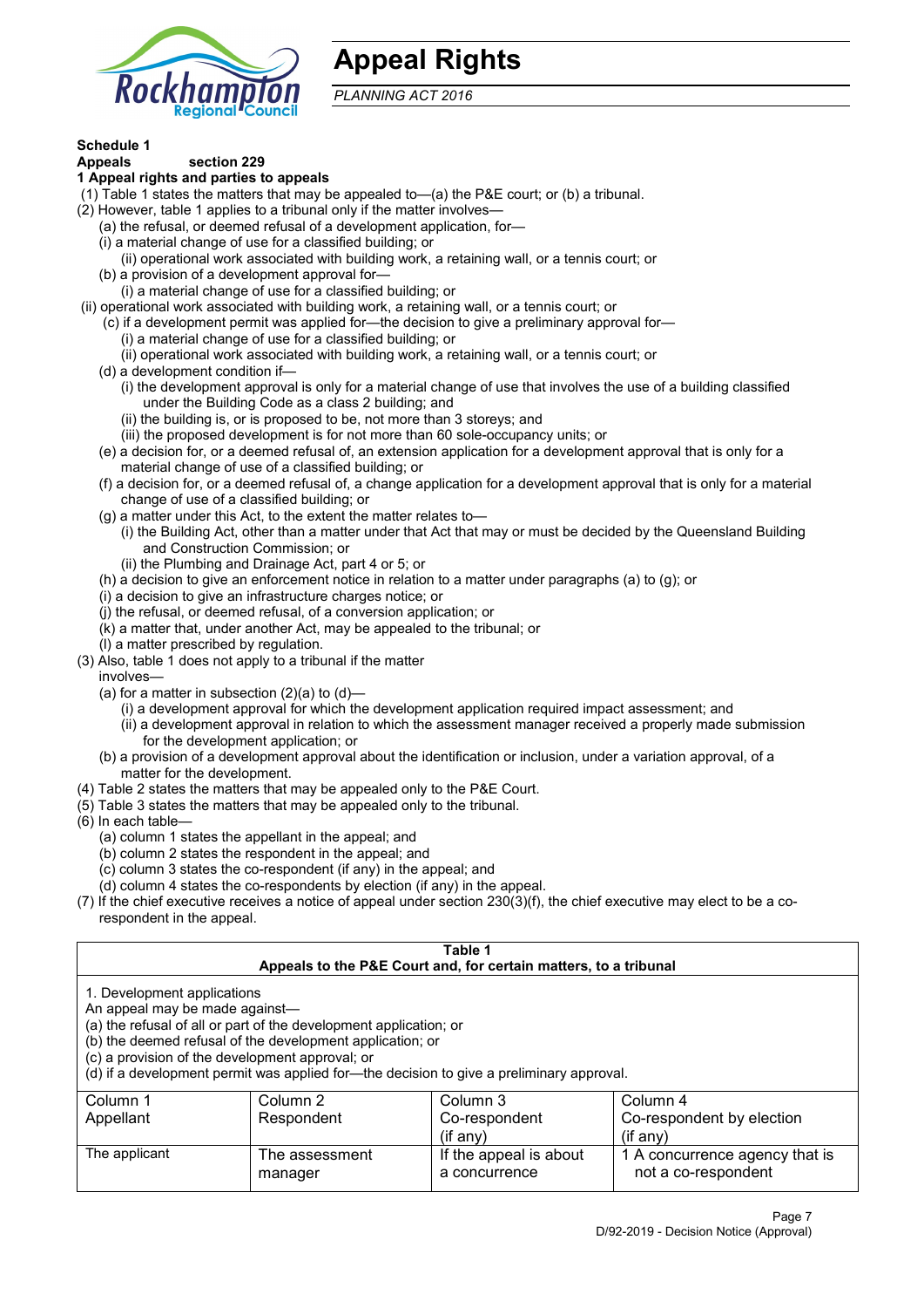# Appeal Rights

*PLANNING ACT 2016*

**Schedule 1**
**Appeals** section 229

**1 Appeal rights and parties to appeals**

(1) Table 1 states the matters that may be appealed to—(a) the P&E court; or (b) a tribunal.

(2) However, table 1 applies to a tribunal only if the matter involves—

(a) the refusal, or deemed refusal of a development application, for—

(i) a material change of use for a classified building; or

(ii) operational work associated with building work, a retaining wall, or a tennis court; or

(b) a provision of a development approval for—

(i) a material change of use for a classified building; or

(ii) operational work associated with building work, a retaining wall, or a tennis court; or

(c) if a development permit was applied for—the decision to give a preliminary approval for—

(i) a material change of use for a classified building; or

(ii) operational work associated with building work, a retaining wall, or a tennis court; or

(d) a development condition if—

(i) the development approval is only for a material change of use that involves the use of a building classified under the Building Code as a class 2 building; and

(ii) the building is, or is proposed to be, not more than 3 storeys; and

(iii) the proposed development is for not more than 60 sole-occupancy units; or

(e) a decision for, or a deemed refusal of, an extension application for a development approval that is only for a material change of use of a classified building; or

(f) a decision for, or a deemed refusal of, a change application for a development approval that is only for a material change of use of a classified building; or

(g) a matter under this Act, to the extent the matter relates to—

(i) the Building Act, other than a matter under that Act that may or must be decided by the Queensland Building and Construction Commission; or

(ii) the Plumbing and Drainage Act, part 4 or 5; or

(h) a decision to give an enforcement notice in relation to a matter under paragraphs (a) to (g); or

(i) a decision to give an infrastructure charges notice; or

(j) the refusal, or deemed refusal, of a conversion application; or

(k) a matter that, under another Act, may be appealed to the tribunal; or

(l) a matter prescribed by regulation.

(3) Also, table 1 does not apply to a tribunal if the matter involves—

(a) for a matter in subsection (2)(a) to (d)—

(i) a development approval for which the development application required impact assessment; and

(ii) a development approval in relation to which the assessment manager received a properly made submission for the development application; or

(b) a provision of a development approval about the identification or inclusion, under a variation approval, of a matter for the development.

(4) Table 2 states the matters that may be appealed only to the P&E Court.

(5) Table 3 states the matters that may be appealed only to the tribunal.

(6) In each table—

(a) column 1 states the appellant in the appeal; and

(b) column 2 states the respondent in the appeal; and

(c) column 3 states the co-respondent (if any) in the appeal; and

(d) column 4 states the co-respondents by election (if any) in the appeal.

(7) If the chief executive receives a notice of appeal under section 230(3)(f), the chief executive may elect to be a co-respondent in the appeal.

**Table 1**
**Appeals to the P&E Court and, for certain matters, to a tribunal**

1. Development applications
An appeal may be made against—
(a) the refusal of all or part of the development application; or
(b) the deemed refusal of the development application; or
(c) a provision of the development approval; or
(d) if a development permit was applied for—the decision to give a preliminary approval.

| Column 1<br>Appellant | Column 2<br>Respondent | Column 3<br>Co-respondent<br>(if any) | Column 4<br>Co-respondent by election<br>(if any) |
|---|---|---|---|
| The applicant | The assessment manager | If the appeal is about a concurrence | 1 A concurrence agency that is not a co-respondent |

D/92-2019 - Decision Notice (Approval)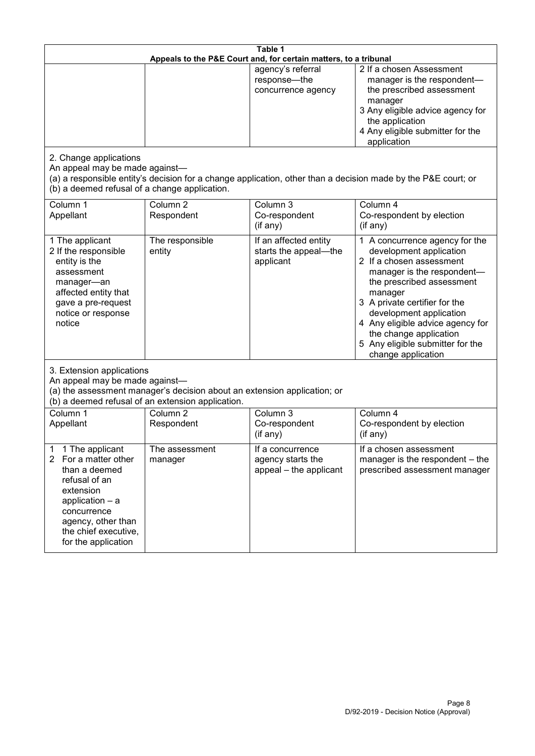**Table 1**
**Appeals to the P&E Court and, for certain matters, to a tribunal**

| | | | |
|---|---|---|---|
| | | agency's referral response—the concurrence agency | 2 If a chosen Assessment manager is the respondent—the prescribed assessment manager<br>3 Any eligible advice agency for the application<br>4 Any eligible submitter for the application |

2. Change applications
An appeal may be made against—
(a) a responsible entity's decision for a change application, other than a decision made by the P&E court; or
(b) a deemed refusal of a change application.

| Column 1<br>Appellant | Column 2<br>Respondent | Column 3<br>Co-respondent<br>(if any) | Column 4<br>Co-respondent by election<br>(if any) |
|---|---|---|---|
| 1 The applicant<br>2 If the responsible entity is the assessment manager—an affected entity that gave a pre-request notice or response notice | The responsible entity | If an affected entity starts the appeal—the applicant | 1 A concurrence agency for the development application<br>2 If a chosen assessment manager is the respondent—the prescribed assessment manager<br>3 A private certifier for the development application<br>4 Any eligible advice agency for the change application<br>5 Any eligible submitter for the change application |

3. Extension applications
An appeal may be made against—
(a) the assessment manager's decision about an extension application; or
(b) a deemed refusal of an extension application.

| Column 1<br>Appellant | Column 2<br>Respondent | Column 3<br>Co-respondent<br>(if any) | Column 4<br>Co-respondent by election<br>(if any) |
|---|---|---|---|
| 1 1 The applicant<br>2 For a matter other than a deemed refusal of an extension application – a concurrence agency, other than the chief executive, for the application | The assessment manager | If a concurrence agency starts the appeal – the applicant | If a chosen assessment manager is the respondent – the prescribed assessment manager |

D/92-2019 - Decision Notice (Approval)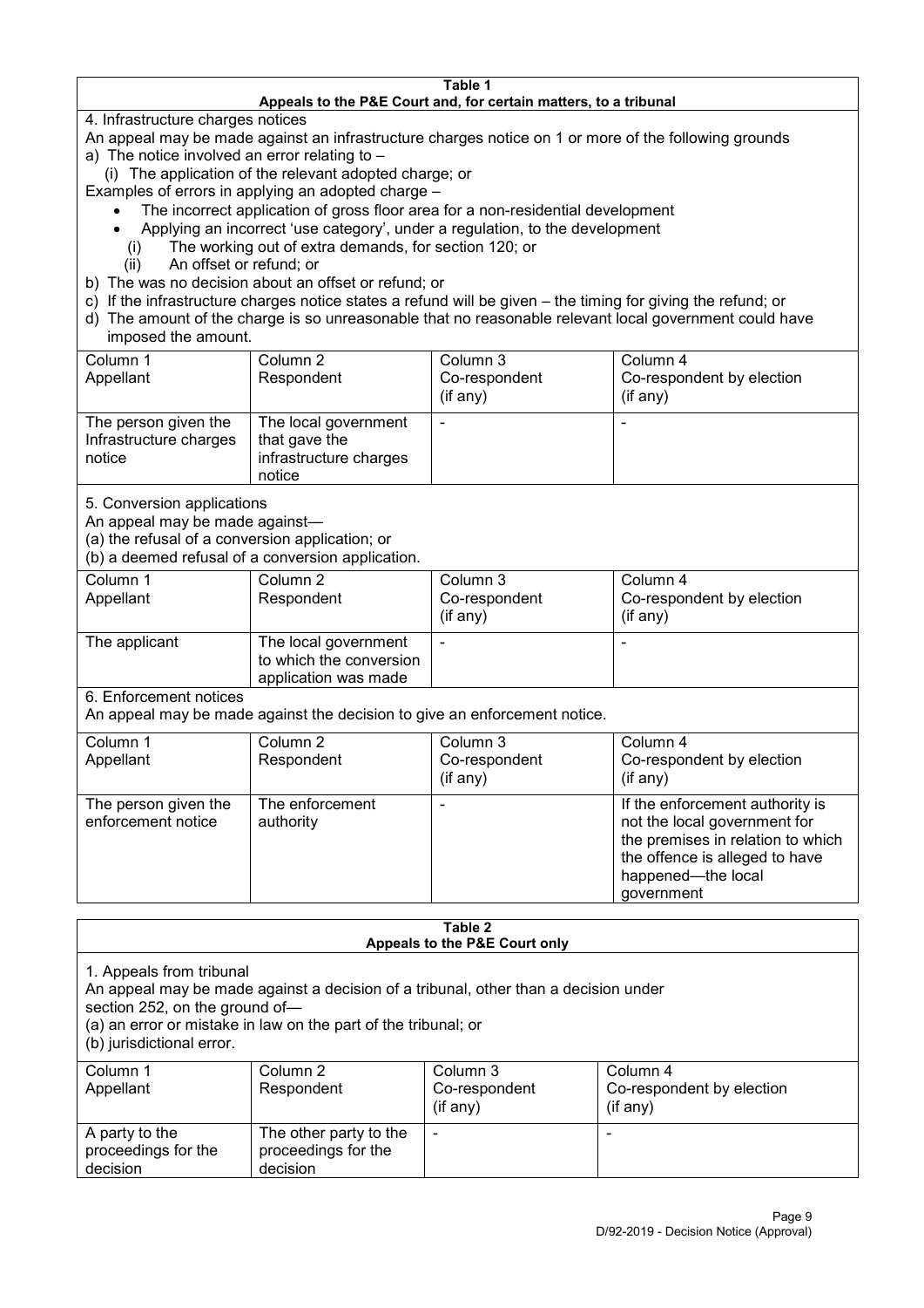**Table 1**
**Appeals to the P&E Court and, for certain matters, to a tribunal**

4. Infrastructure charges notices

An appeal may be made against an infrastructure charges notice on 1 or more of the following grounds

a) The notice involved an error relating to –

(i) The application of the relevant adopted charge; or

Examples of errors in applying an adopted charge –

- The incorrect application of gross floor area for a non-residential development
- Applying an incorrect 'use category', under a regulation, to the development

(i) The working out of extra demands, for section 120; or

(ii) An offset or refund; or

b) The was no decision about an offset or refund; or

c) If the infrastructure charges notice states a refund will be given – the timing for giving the refund; or

d) The amount of the charge is so unreasonable that no reasonable relevant local government could have imposed the amount.

| Column 1<br>Appellant | Column 2<br>Respondent | Column 3<br>Co-respondent<br>(if any) | Column 4<br>Co-respondent by election<br>(if any) |
|---|---|---|---|
| The person given the Infrastructure charges notice | The local government that gave the infrastructure charges notice | - | - |

5. Conversion applications

An appeal may be made against—

(a) the refusal of a conversion application; or

(b) a deemed refusal of a conversion application.

| Column 1<br>Appellant | Column 2<br>Respondent | Column 3<br>Co-respondent<br>(if any) | Column 4<br>Co-respondent by election<br>(if any) |
|---|---|---|---|
| The applicant | The local government to which the conversion application was made | - | - |

6. Enforcement notices

An appeal may be made against the decision to give an enforcement notice.

| Column 1<br>Appellant | Column 2<br>Respondent | Column 3<br>Co-respondent<br>(if any) | Column 4<br>Co-respondent by election<br>(if any) |
|---|---|---|---|
| The person given the enforcement notice | The enforcement authority | - | If the enforcement authority is not the local government for the premises in relation to which the offence is alleged to have happened—the local government |

**Table 2**
**Appeals to the P&E Court only**

1. Appeals from tribunal

An appeal may be made against a decision of a tribunal, other than a decision under section 252, on the ground of—

(a) an error or mistake in law on the part of the tribunal; or

(b) jurisdictional error.

| Column 1<br>Appellant | Column 2<br>Respondent | Column 3<br>Co-respondent<br>(if any) | Column 4<br>Co-respondent by election<br>(if any) |
|---|---|---|---|
| A party to the proceedings for the decision | The other party to the proceedings for the decision | - | - |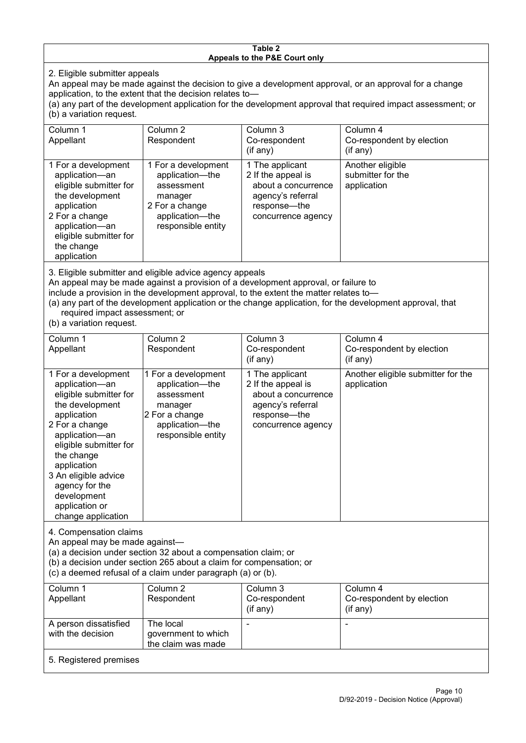**Table 2**
**Appeals to the P&E Court only**

2. Eligible submitter appeals

An appeal may be made against the decision to give a development approval, or an approval for a change application, to the extent that the decision relates to—

(a) any part of the development application for the development approval that required impact assessment; or

(b) a variation request.

| Column 1<br>Appellant | Column 2<br>Respondent | Column 3<br>Co-respondent<br>(if any) | Column 4<br>Co-respondent by election<br>(if any) |
|---|---|---|---|
| 1 For a development application—an eligible submitter for the development application<br>2 For a change application—an eligible submitter for the change application | 1 For a development application—the assessment manager<br>2 For a change application—the responsible entity | 1 The applicant<br>2 If the appeal is about a concurrence agency's referral response—the concurrence agency | Another eligible submitter for the application |

3. Eligible submitter and eligible advice agency appeals

An appeal may be made against a provision of a development approval, or failure to include a provision in the development approval, to the extent the matter relates to—

(a) any part of the development application or the change application, for the development approval, that required impact assessment; or

(b) a variation request.

| Column 1<br>Appellant | Column 2<br>Respondent | Column 3<br>Co-respondent<br>(if any) | Column 4<br>Co-respondent by election<br>(if any) |
|---|---|---|---|
| 1 For a development application—an eligible submitter for the development application<br>2 For a change application—an eligible submitter for the change application<br>3 An eligible advice agency for the development application or change application | 1 For a development application—the assessment manager<br>2 For a change application—the responsible entity | 1 The applicant<br>2 If the appeal is about a concurrence agency's referral response—the concurrence agency | Another eligible submitter for the application |

4. Compensation claims

An appeal may be made against—

(a) a decision under section 32 about a compensation claim; or

(b) a decision under section 265 about a claim for compensation; or

(c) a deemed refusal of a claim under paragraph (a) or (b).

| Column 1<br>Appellant | Column 2<br>Respondent | Column 3<br>Co-respondent<br>(if any) | Column 4<br>Co-respondent by election<br>(if any) |
|---|---|---|---|
| A person dissatisfied with the decision | The local government to which the claim was made | - | - |

5. Registered premises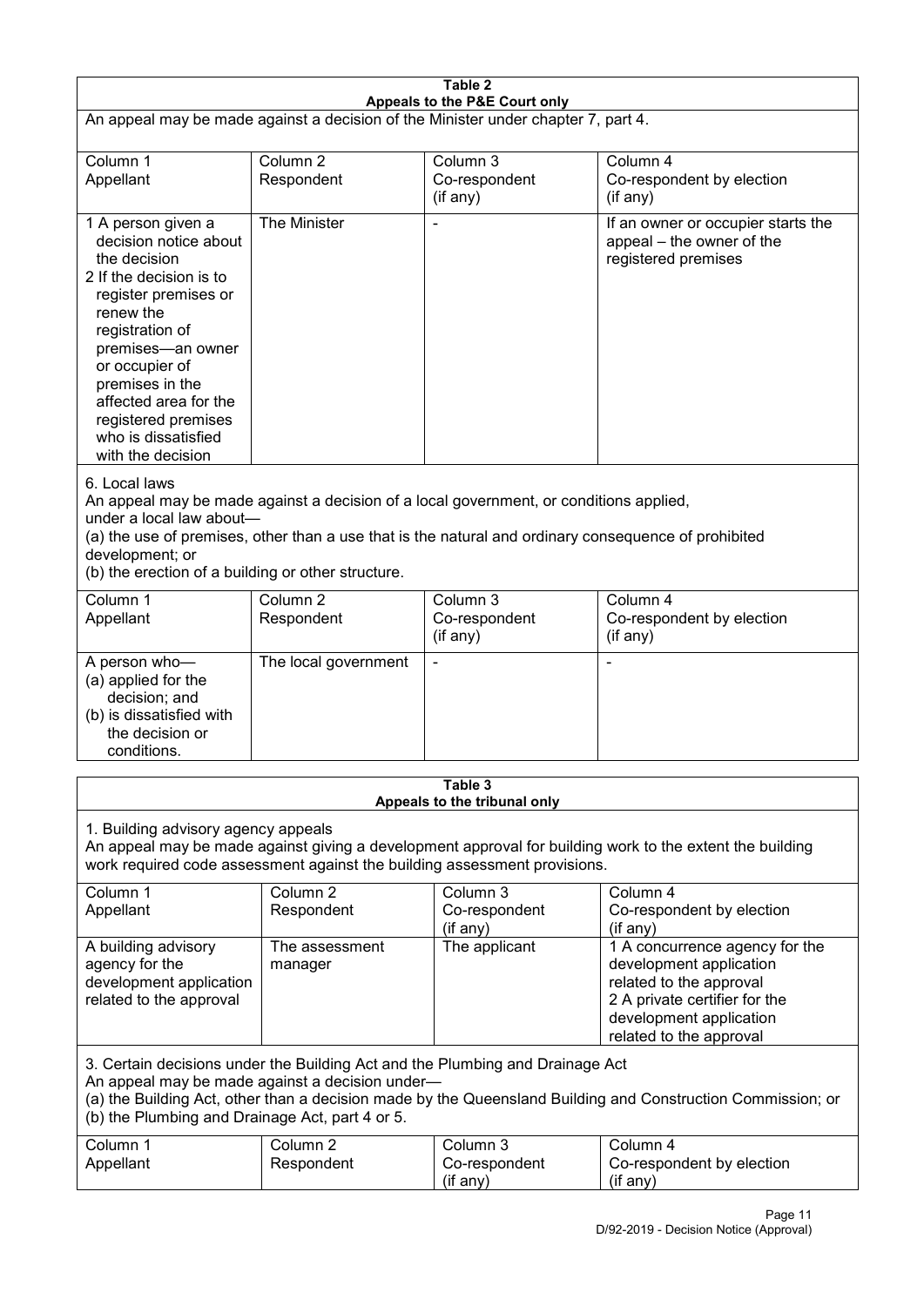**Table 2**
**Appeals to the P&E Court only**

An appeal may be made against a decision of the Minister under chapter 7, part 4.

| Column 1<br>Appellant | Column 2<br>Respondent | Column 3<br>Co-respondent<br>(if any) | Column 4<br>Co-respondent by election<br>(if any) |
|---|---|---|---|
| 1 A person given a decision notice about the decision<br>2 If the decision is to register premises or renew the registration of premises—an owner or occupier of premises in the affected area for the registered premises who is dissatisfied with the decision | The Minister | - | If an owner or occupier starts the appeal – the owner of the registered premises |

6. Local laws
An appeal may be made against a decision of a local government, or conditions applied, under a local law about—
(a) the use of premises, other than a use that is the natural and ordinary consequence of prohibited development; or
(b) the erection of a building or other structure.

| Column 1<br>Appellant | Column 2<br>Respondent | Column 3<br>Co-respondent<br>(if any) | Column 4<br>Co-respondent by election<br>(if any) |
|---|---|---|---|
| A person who—<br>(a) applied for the decision; and<br>(b) is dissatisfied with the decision or conditions. | The local government | - | - |

**Table 3**
**Appeals to the tribunal only**

1. Building advisory agency appeals
An appeal may be made against giving a development approval for building work to the extent the building work required code assessment against the building assessment provisions.

| Column 1<br>Appellant | Column 2<br>Respondent | Column 3<br>Co-respondent<br>(if any) | Column 4<br>Co-respondent by election<br>(if any) |
|---|---|---|---|
| A building advisory agency for the development application related to the approval | The assessment manager | The applicant | 1 A concurrence agency for the development application related to the approval<br>2 A private certifier for the development application related to the approval |

3. Certain decisions under the Building Act and the Plumbing and Drainage Act
An appeal may be made against a decision under—
(a) the Building Act, other than a decision made by the Queensland Building and Construction Commission; or
(b) the Plumbing and Drainage Act, part 4 or 5.

| Column 1<br>Appellant | Column 2<br>Respondent | Column 3<br>Co-respondent<br>(if any) | Column 4<br>Co-respondent by election<br>(if any) |
|---|---|---|---|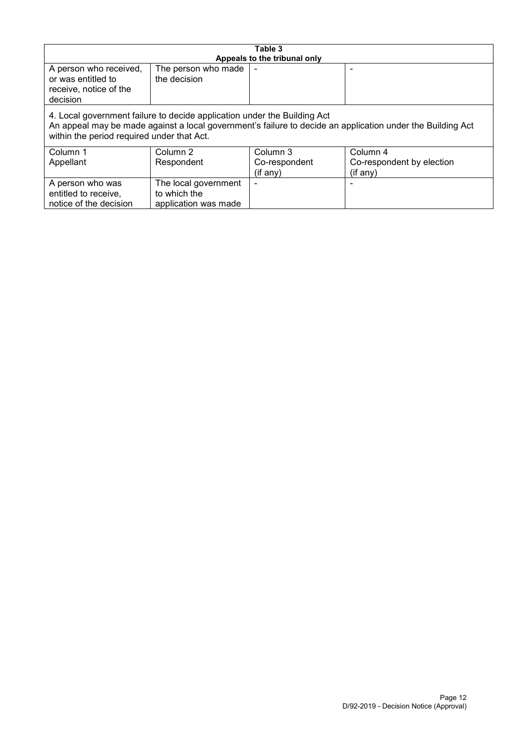| Table 3<br>Appeals to the tribunal only | | | |
|---|---|---|---|
| A person who received, or was entitled to receive, notice of the decision | The person who made the decision | - | - |

4. Local government failure to decide application under the Building Act
An appeal may be made against a local government's failure to decide an application under the Building Act within the period required under that Act.

| Column 1<br>Appellant | Column 2<br>Respondent | Column 3<br>Co-respondent<br>(if any) | Column 4<br>Co-respondent by election<br>(if any) |
|---|---|---|---|
| A person who was entitled to receive, notice of the decision | The local government to which the application was made | - | - |